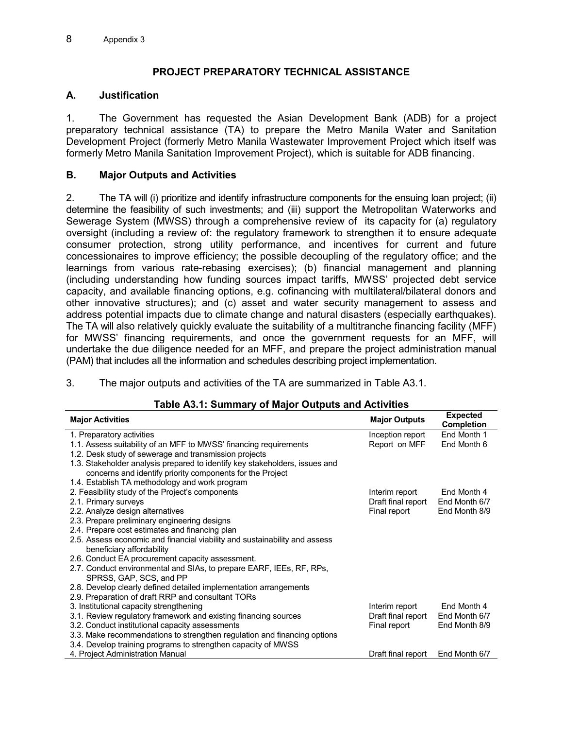## PROJECT PREPARATORY TECHNICAL ASSISTANCE

### A. Justification

1. The Government has requested the Asian Development Bank (ADB) for a project preparatory technical assistance (TA) to prepare the Metro Manila Water and Sanitation Development Project (formerly Metro Manila Wastewater Improvement Project which itself was formerly Metro Manila Sanitation Improvement Project), which is suitable for ADB financing.

### B. Major Outputs and Activities

2. The TA will (i) prioritize and identify infrastructure components for the ensuing loan project; (ii) determine the feasibility of such investments; and (iii) support the Metropolitan Waterworks and Sewerage System (MWSS) through a comprehensive review of its capacity for (a) regulatory oversight (including a review of: the regulatory framework to strengthen it to ensure adequate consumer protection, strong utility performance, and incentives for current and future concessionaires to improve efficiency; the possible decoupling of the regulatory office; and the learnings from various rate-rebasing exercises); (b) financial management and planning (including understanding how funding sources impact tariffs, MWSS' projected debt service capacity, and available financing options, e.g. cofinancing with multilateral/bilateral donors and other innovative structures); and (c) asset and water security management to assess and address potential impacts due to climate change and natural disasters (especially earthquakes). The TA will also relatively quickly evaluate the suitability of a multitranche financing facility (MFF) for MWSS' financing requirements, and once the government requests for an MFF, will undertake the due diligence needed for an MFF, and prepare the project administration manual (PAM) that includes all the information and schedules describing project implementation.

3. The major outputs and activities of the TA are summarized in Table A3.1.

**Table A3.1: Summary of Major Outputs and Activities**

| Major Activities | Major Outputs | Expected Completion |
|---|---|---|
| 1. Preparatory activities | Inception report | End Month 1 |
| 1.1. Assess suitability of an MFF to MWSS' financing requirements | Report on MFF | End Month 6 |
| 1.2. Desk study of sewerage and transmission projects | | |
| 1.3. Stakeholder analysis prepared to identify key stakeholders, issues and concerns and identify priority components for the Project | | |
| 1.4. Establish TA methodology and work program | | |
| 2. Feasibility study of the Project's components | Interim report | End Month 4 |
| 2.1. Primary surveys | Draft final report | End Month 6/7 |
| 2.2. Analyze design alternatives | Final report | End Month 8/9 |
| 2.3. Prepare preliminary engineering designs | | |
| 2.4. Prepare cost estimates and financing plan | | |
| 2.5. Assess economic and financial viability and sustainability and assess beneficiary affordability | | |
| 2.6. Conduct EA procurement capacity assessment. | | |
| 2.7. Conduct environmental and SIAs, to prepare EARF, IEEs, RF, RPs, SPRSS, GAP, SCS, and PP | | |
| 2.8. Develop clearly defined detailed implementation arrangements | | |
| 2.9. Preparation of draft RRP and consultant TORs | | |
| 3. Institutional capacity strengthening | Interim report | End Month 4 |
| 3.1. Review regulatory framework and existing financing sources | Draft final report | End Month 6/7 |
| 3.2. Conduct institutional capacity assessments | Final report | End Month 8/9 |
| 3.3. Make recommendations to strengthen regulation and financing options | | |
| 3.4. Develop training programs to strengthen capacity of MWSS | | |
| 4. Project Administration Manual | Draft final report | End Month 6/7 |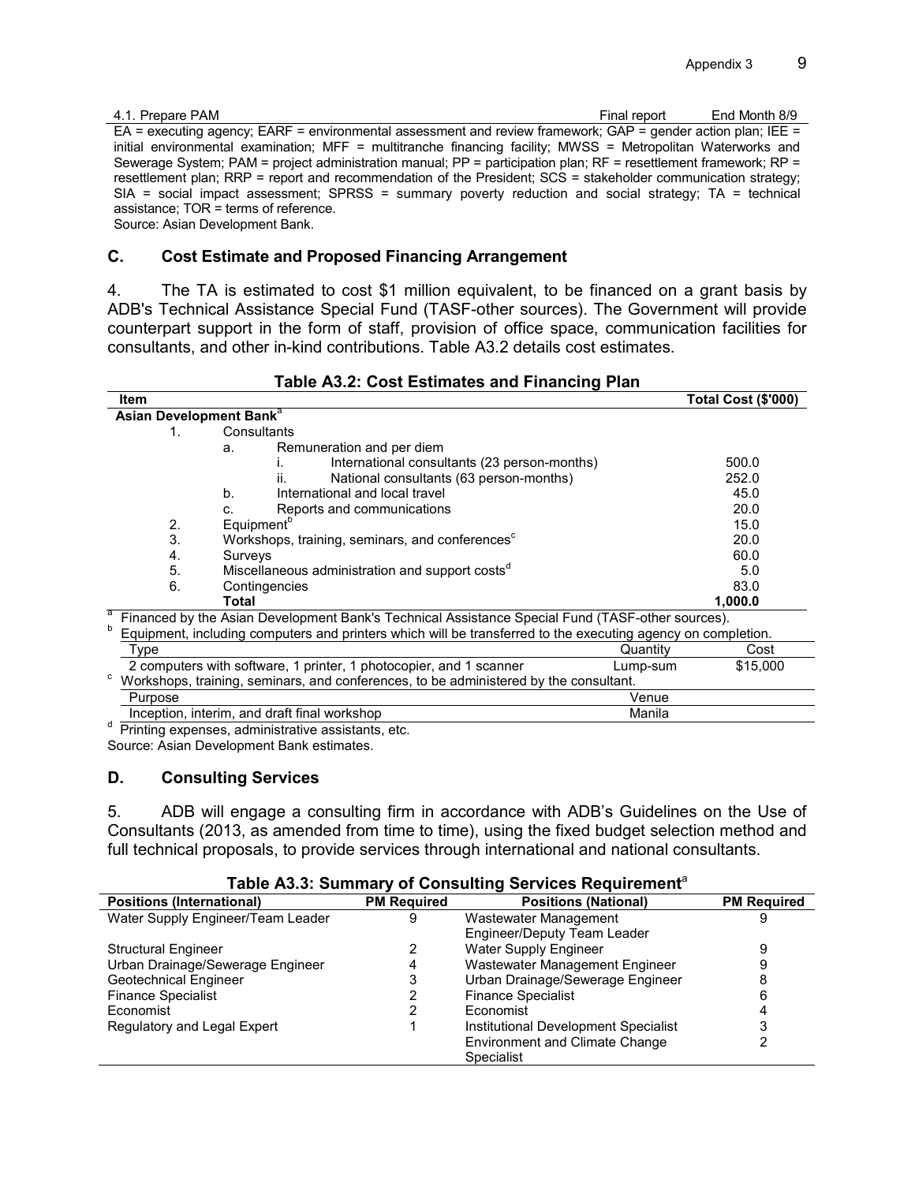| 4.1. Prepare PAM | Final report | End Month 8/9 |
|---|---|---|

EA = executing agency; EARF = environmental assessment and review framework; GAP = gender action plan; IEE = initial environmental examination; MFF = multitranche financing facility; MWSS = Metropolitan Waterworks and Sewerage System; PAM = project administration manual; PP = participation plan; RF = resettlement framework; RP = resettlement plan; RRP = report and recommendation of the President; SCS = stakeholder communication strategy; SIA = social impact assessment; SPRSS = summary poverty reduction and social strategy; TA = technical assistance; TOR = terms of reference.

Source: Asian Development Bank.

## C. Cost Estimate and Proposed Financing Arrangement

4. The TA is estimated to cost $1 million equivalent, to be financed on a grant basis by ADB's Technical Assistance Special Fund (TASF-other sources). The Government will provide counterpart support in the form of staff, provision of office space, communication facilities for consultants, and other in-kind contributions. Table A3.2 details cost estimates.

**Table A3.2: Cost Estimates and Financing Plan**

| Item | Total Cost ($'000) |
|---|---|
| **Asian Development Bank**[a] | |
| 1. Consultants | |
| a. Remuneration and per diem | |
| i. International consultants (23 person-months) | 500.0 |
| ii. National consultants (63 person-months) | 252.0 |
| b. International and local travel | 45.0 |
| c. Reports and communications | 20.0 |
| 2. Equipment[b] | 15.0 |
| 3. Workshops, training, seminars, and conferences[c] | 20.0 |
| 4. Surveys | 60.0 |
| 5. Miscellaneous administration and support costs[d] | 5.0 |
| 6. Contingencies | 83.0 |
| **Total** | **1,000.0** |

[a] Financed by the Asian Development Bank's Technical Assistance Special Fund (TASF-other sources).

[b] Equipment, including computers and printers which will be transferred to the executing agency on completion.

| Type | Quantity | Cost |
|---|---|---|
| 2 computers with software, 1 printer, 1 photocopier, and 1 scanner | Lump-sum | $15,000 |

[c] Workshops, training, seminars, and conferences, to be administered by the consultant.

| Purpose | Venue |
|---|---|
| Inception, interim, and draft final workshop | Manila |

[d] Printing expenses, administrative assistants, etc.

Source: Asian Development Bank estimates.

## D. Consulting Services

5. ADB will engage a consulting firm in accordance with ADB's Guidelines on the Use of Consultants (2013, as amended from time to time), using the fixed budget selection method and full technical proposals, to provide services through international and national consultants.

**Table A3.3: Summary of Consulting Services Requirement**[a]

| Positions (International) | PM Required | Positions (National) | PM Required |
|---|---|---|---|
| Water Supply Engineer/Team Leader | 9 | Wastewater Management Engineer/Deputy Team Leader | 9 |
| Structural Engineer | 2 | Water Supply Engineer | 9 |
| Urban Drainage/Sewerage Engineer | 4 | Wastewater Management Engineer | 9 |
| Geotechnical Engineer | 3 | Urban Drainage/Sewerage Engineer | 8 |
| Finance Specialist | 2 | Finance Specialist | 6 |
| Economist | 2 | Economist | 4 |
| Regulatory and Legal Expert | 1 | Institutional Development Specialist | 3 |
| | | Environment and Climate Change Specialist | 2 |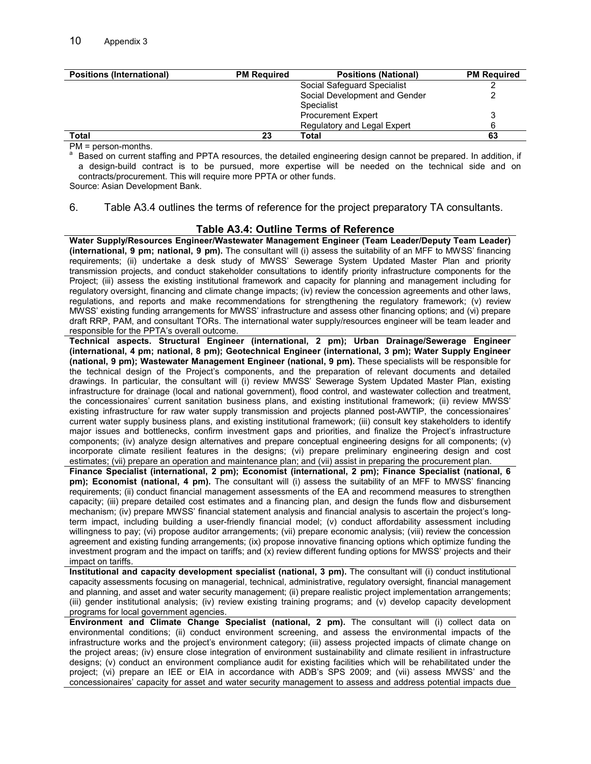| Positions (International) | PM Required | Positions (National) | PM Required |
|---|---|---|---|
| | | Social Safeguard Specialist | 2 |
| | | Social Development and Gender Specialist | 2 |
| | | Procurement Expert | 3 |
| | | Regulatory and Legal Expert | 6 |
| **Total** | **23** | **Total** | **63** |

PM = person-months.

[a] Based on current staffing and PPTA resources, the detailed engineering design cannot be prepared. In addition, if a design-build contract is to be pursued, more expertise will be needed on the technical side and on contracts/procurement. This will require more PPTA or other funds.

Source: Asian Development Bank.

6. Table A3.4 outlines the terms of reference for the project preparatory TA consultants.

**Table A3.4: Outline Terms of Reference**

**Water Supply/Resources Engineer/Wastewater Management Engineer (Team Leader/Deputy Team Leader) (international, 9 pm; national, 9 pm).** The consultant will (i) assess the suitability of an MFF to MWSS' financing requirements; (ii) undertake a desk study of MWSS' Sewerage System Updated Master Plan and priority transmission projects, and conduct stakeholder consultations to identify priority infrastructure components for the Project; (iii) assess the existing institutional framework and capacity for planning and management including for regulatory oversight, financing and climate change impacts; (iv) review the concession agreements and other laws, regulations, and reports and make recommendations for strengthening the regulatory framework; (v) review MWSS' existing funding arrangements for MWSS' infrastructure and assess other financing options; and (vi) prepare draft RRP, PAM, and consultant TORs. The international water supply/resources engineer will be team leader and responsible for the PPTA's overall outcome.

**Technical aspects. Structural Engineer (international, 2 pm); Urban Drainage/Sewerage Engineer (international, 4 pm; national, 8 pm); Geotechnical Engineer (international, 3 pm); Water Supply Engineer (national, 9 pm); Wastewater Management Engineer (national, 9 pm).** These specialists will be responsible for the technical design of the Project's components, and the preparation of relevant documents and detailed drawings. In particular, the consultant will (i) review MWSS' Sewerage System Updated Master Plan, existing infrastructure for drainage (local and national government), flood control, and wastewater collection and treatment, the concessionaires' current sanitation business plans, and existing institutional framework; (ii) review MWSS' existing infrastructure for raw water supply transmission and projects planned post-AWTIP, the concessionaires' current water supply business plans, and existing institutional framework; (iii) consult key stakeholders to identify major issues and bottlenecks, confirm investment gaps and priorities, and finalize the Project's infrastructure components; (iv) analyze design alternatives and prepare conceptual engineering designs for all components; (v) incorporate climate resilient features in the designs; (vi) prepare preliminary engineering design and cost estimates; (vii) prepare an operation and maintenance plan; and (vii) assist in preparing the procurement plan.

**Finance Specialist (international, 2 pm); Economist (international, 2 pm); Finance Specialist (national, 6 pm); Economist (national, 4 pm).** The consultant will (i) assess the suitability of an MFF to MWSS' financing requirements; (ii) conduct financial management assessments of the EA and recommend measures to strengthen capacity; (iii) prepare detailed cost estimates and a financing plan, and design the funds flow and disbursement mechanism; (iv) prepare MWSS' financial statement analysis and financial analysis to ascertain the project's long-term impact, including building a user-friendly financial model; (v) conduct affordability assessment including willingness to pay; (vi) propose auditor arrangements; (vii) prepare economic analysis; (viii) review the concession agreement and existing funding arrangements; (ix) propose innovative financing options which optimize funding the investment program and the impact on tariffs; and (x) review different funding options for MWSS' projects and their impact on tariffs.

**Institutional and capacity development specialist (national, 3 pm).** The consultant will (i) conduct institutional capacity assessments focusing on managerial, technical, administrative, regulatory oversight, financial management and planning, and asset and water security management; (ii) prepare realistic project implementation arrangements; (iii) gender institutional analysis; (iv) review existing training programs; and (v) develop capacity development programs for local government agencies.

**Environment and Climate Change Specialist (national, 2 pm).** The consultant will (i) collect data on environmental conditions; (ii) conduct environment screening, and assess the environmental impacts of the infrastructure works and the project's environment category; (iii) assess projected impacts of climate change on the project areas; (iv) ensure close integration of environment sustainability and climate resilient in infrastructure designs; (v) conduct an environment compliance audit for existing facilities which will be rehabilitated under the project; (vi) prepare an IEE or EIA in accordance with ADB's SPS 2009; and (vii) assess MWSS' and the concessionaires' capacity for asset and water security management to assess and address potential impacts due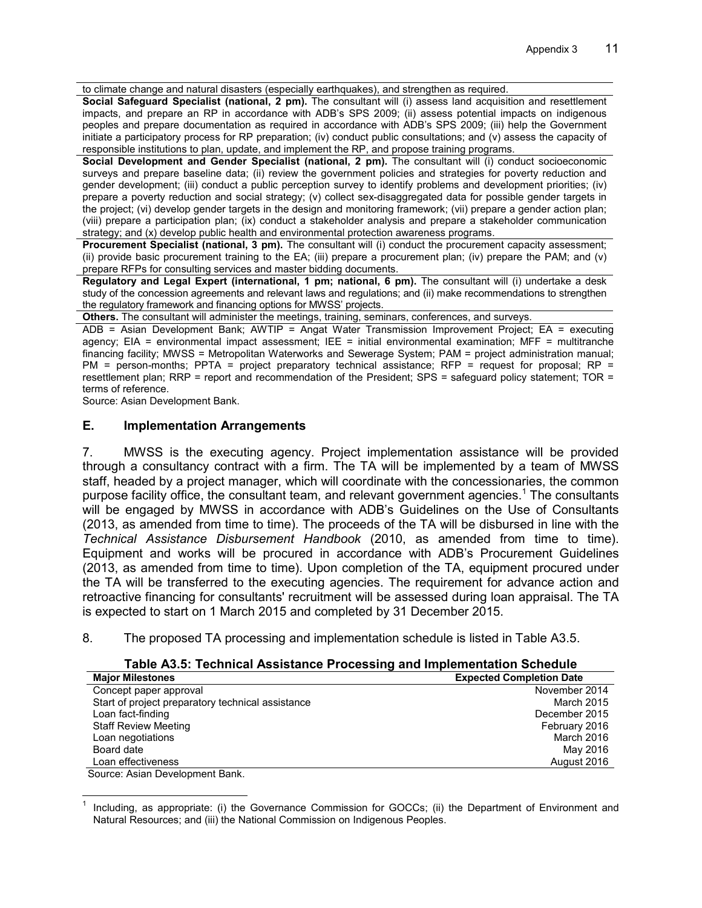to climate change and natural disasters (especially earthquakes), and strengthen as required.

**Social Safeguard Specialist (national, 2 pm).** The consultant will (i) assess land acquisition and resettlement impacts, and prepare an RP in accordance with ADB's SPS 2009; (ii) assess potential impacts on indigenous peoples and prepare documentation as required in accordance with ADB's SPS 2009; (iii) help the Government initiate a participatory process for RP preparation; (iv) conduct public consultations; and (v) assess the capacity of responsible institutions to plan, update, and implement the RP, and propose training programs.

**Social Development and Gender Specialist (national, 2 pm).** The consultant will (i) conduct socioeconomic surveys and prepare baseline data; (ii) review the government policies and strategies for poverty reduction and gender development; (iii) conduct a public perception survey to identify problems and development priorities; (iv) prepare a poverty reduction and social strategy; (v) collect sex-disaggregated data for possible gender targets in the project; (vi) develop gender targets in the design and monitoring framework; (vii) prepare a gender action plan; (viii) prepare a participation plan; (ix) conduct a stakeholder analysis and prepare a stakeholder communication strategy; and (x) develop public health and environmental protection awareness programs.

**Procurement Specialist (national, 3 pm).** The consultant will (i) conduct the procurement capacity assessment; (ii) provide basic procurement training to the EA; (iii) prepare a procurement plan; (iv) prepare the PAM; and (v) prepare RFPs for consulting services and master bidding documents.

**Regulatory and Legal Expert (international, 1 pm; national, 6 pm).** The consultant will (i) undertake a desk study of the concession agreements and relevant laws and regulations; and (ii) make recommendations to strengthen the regulatory framework and financing options for MWSS' projects.

**Others.** The consultant will administer the meetings, training, seminars, conferences, and surveys.

ADB = Asian Development Bank; AWTIP = Angat Water Transmission Improvement Project; EA = executing agency; EIA = environmental impact assessment; IEE = initial environmental examination; MFF = multitranche financing facility; MWSS = Metropolitan Waterworks and Sewerage System; PAM = project administration manual; PM = person-months; PPTA = project preparatory technical assistance; RFP = request for proposal; RP = resettlement plan; RRP = report and recommendation of the President; SPS = safeguard policy statement; TOR = terms of reference.

Source: Asian Development Bank.

## E. Implementation Arrangements

7. MWSS is the executing agency. Project implementation assistance will be provided through a consultancy contract with a firm. The TA will be implemented by a team of MWSS staff, headed by a project manager, which will coordinate with the concessionaries, the common purpose facility office, the consultant team, and relevant government agencies.[1] The consultants will be engaged by MWSS in accordance with ADB's Guidelines on the Use of Consultants (2013, as amended from time to time). The proceeds of the TA will be disbursed in line with the *Technical Assistance Disbursement Handbook* (2010, as amended from time to time). Equipment and works will be procured in accordance with ADB's Procurement Guidelines (2013, as amended from time to time). Upon completion of the TA, equipment procured under the TA will be transferred to the executing agencies. The requirement for advance action and retroactive financing for consultants' recruitment will be assessed during loan appraisal. The TA is expected to start on 1 March 2015 and completed by 31 December 2015.

8. The proposed TA processing and implementation schedule is listed in Table A3.5.

**Table A3.5: Technical Assistance Processing and Implementation Schedule**

| Major Milestones | Expected Completion Date |
|---|---|
| Concept paper approval | November 2014 |
| Start of project preparatory technical assistance | March 2015 |
| Loan fact-finding | December 2015 |
| Staff Review Meeting | February 2016 |
| Loan negotiations | March 2016 |
| Board date | May 2016 |
| Loan effectiveness | August 2016 |

Source: Asian Development Bank.

[1] Including, as appropriate: (i) the Governance Commission for GOCCs; (ii) the Department of Environment and Natural Resources; and (iii) the National Commission on Indigenous Peoples.